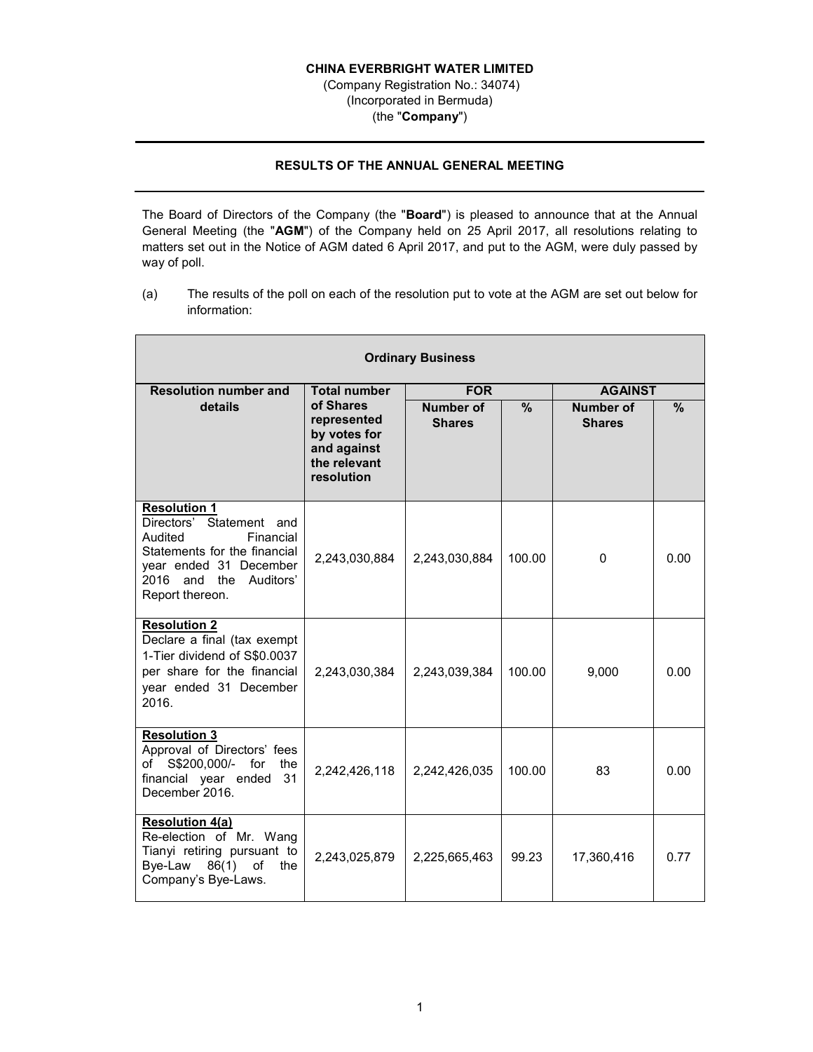**CHINA EVERBRIGHT WATER LIMITED**
(Company Registration No.: 34074)
(Incorporated in Bermuda)
(the "**Company**")

## RESULTS OF THE ANNUAL GENERAL MEETING

The Board of Directors of the Company (the "**Board**") is pleased to announce that at the Annual General Meeting (the "**AGM**") of the Company held on 25 April 2017, all resolutions relating to matters set out in the Notice of AGM dated 6 April 2017, and put to the AGM, were duly passed by way of poll.

(a) The results of the poll on each of the resolution put to vote at the AGM are set out below for information:

| **Ordinary Business** | | | | | |
|---|---|---|---|---|---|
| **Resolution number and details** | **Total number of Shares represented by votes for and against the relevant resolution** | **FOR** | | **AGAINST** | |
| | | **Number of Shares** | **%** | **Number of Shares** | **%** |
| **Resolution 1** Directors' Statement and Audited Financial Statements for the financial year ended 31 December 2016 and the Auditors' Report thereon. | 2,243,030,884 | 2,243,030,884 | 100.00 | 0 | 0.00 |
| **Resolution 2** Declare a final (tax exempt 1-Tier dividend of S$0.0037 per share for the financial year ended 31 December 2016. | 2,243,030,384 | 2,243,039,384 | 100.00 | 9,000 | 0.00 |
| **Resolution 3** Approval of Directors' fees of S$200,000/- for the financial year ended 31 December 2016. | 2,242,426,118 | 2,242,426,035 | 100.00 | 83 | 0.00 |
| **Resolution 4(a)** Re-election of Mr. Wang Tianyi retiring pursuant to Bye-Law 86(1) of the Company's Bye-Laws. | 2,243,025,879 | 2,225,665,463 | 99.23 | 17,360,416 | 0.77 |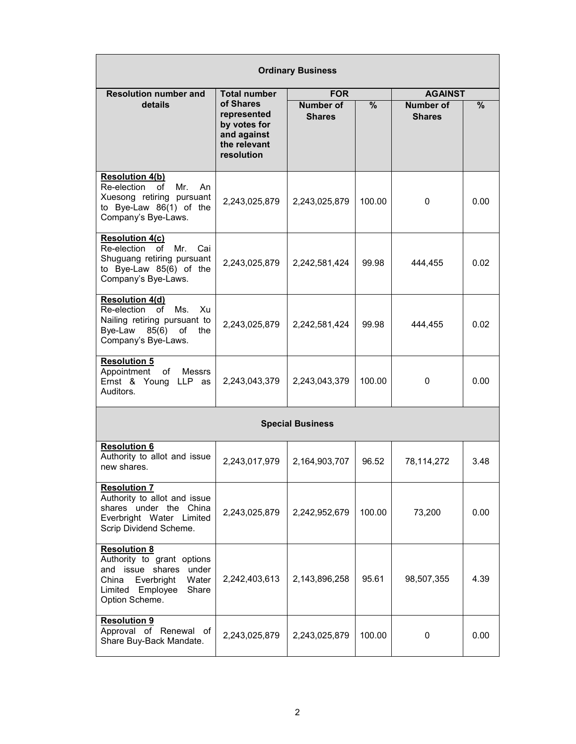| Resolution number and details | Total number of Shares represented by votes for and against the relevant resolution | FOR | | AGAINST | |
|---|---|---|---|---|---|
| | | Number of Shares | % | Number of Shares | % |
| **Ordinary Business** | | | | | |
| **Resolution 4(b)** Re-election of Mr. An Xuesong retiring pursuant to Bye-Law 86(1) of the Company's Bye-Laws. | 2,243,025,879 | 2,243,025,879 | 100.00 | 0 | 0.00 |
| **Resolution 4(c)** Re-election of Mr. Cai Shuguang retiring pursuant to Bye-Law 85(6) of the Company's Bye-Laws. | 2,243,025,879 | 2,242,581,424 | 99.98 | 444,455 | 0.02 |
| **Resolution 4(d)** Re-election of Ms. Xu Nailing retiring pursuant to Bye-Law 85(6) of the Company's Bye-Laws. | 2,243,025,879 | 2,242,581,424 | 99.98 | 444,455 | 0.02 |
| **Resolution 5** Appointment of Messrs Ernst & Young LLP as Auditors. | 2,243,043,379 | 2,243,043,379 | 100.00 | 0 | 0.00 |
| **Special Business** | | | | | |
| **Resolution 6** Authority to allot and issue new shares. | 2,243,017,979 | 2,164,903,707 | 96.52 | 78,114,272 | 3.48 |
| **Resolution 7** Authority to allot and issue shares under the China Everbright Water Limited Scrip Dividend Scheme. | 2,243,025,879 | 2,242,952,679 | 100.00 | 73,200 | 0.00 |
| **Resolution 8** Authority to grant options and issue shares under China Everbright Water Limited Employee Share Option Scheme. | 2,242,403,613 | 2,143,896,258 | 95.61 | 98,507,355 | 4.39 |
| **Resolution 9** Approval of Renewal of Share Buy-Back Mandate. | 2,243,025,879 | 2,243,025,879 | 100.00 | 0 | 0.00 |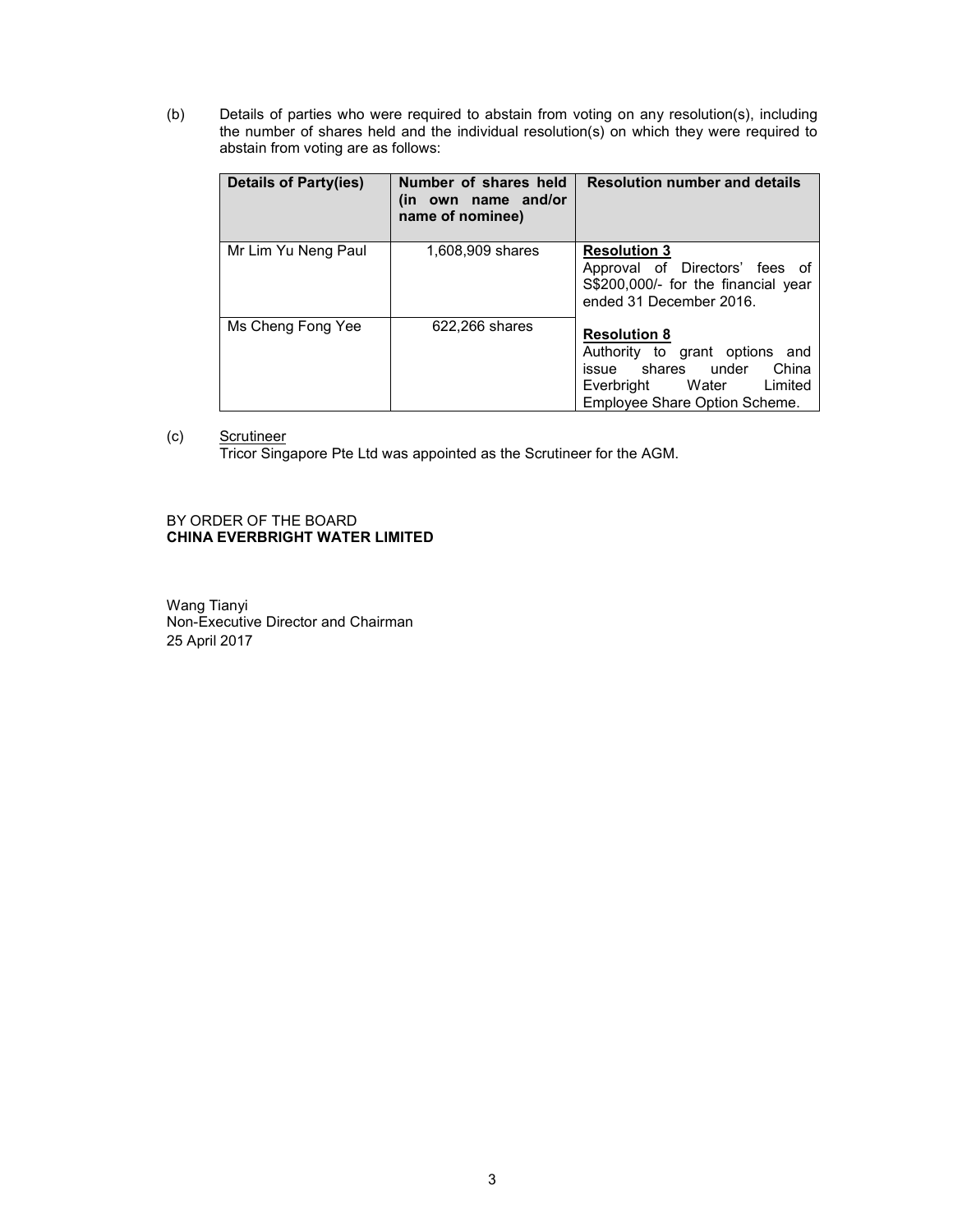(b) Details of parties who were required to abstain from voting on any resolution(s), including the number of shares held and the individual resolution(s) on which they were required to abstain from voting are as follows:

| **Details of Party(ies)** | **Number of shares held (in own name and/or name of nominee)** | **Resolution number and details** |
|---|---|---|
| Mr Lim Yu Neng Paul | 1,608,909 shares | **Resolution 3** Approval of Directors' fees of S$200,000/- for the financial year ended 31 December 2016. **Resolution 8** Authority to grant options and issue shares under China Everbright Water Limited Employee Share Option Scheme. |
| Ms Cheng Fong Yee | 622,266 shares | |

(c) Scrutineer
Tricor Singapore Pte Ltd was appointed as the Scrutineer for the AGM.

BY ORDER OF THE BOARD
**CHINA EVERBRIGHT WATER LIMITED**

Wang Tianyi
Non-Executive Director and Chairman
25 April 2017